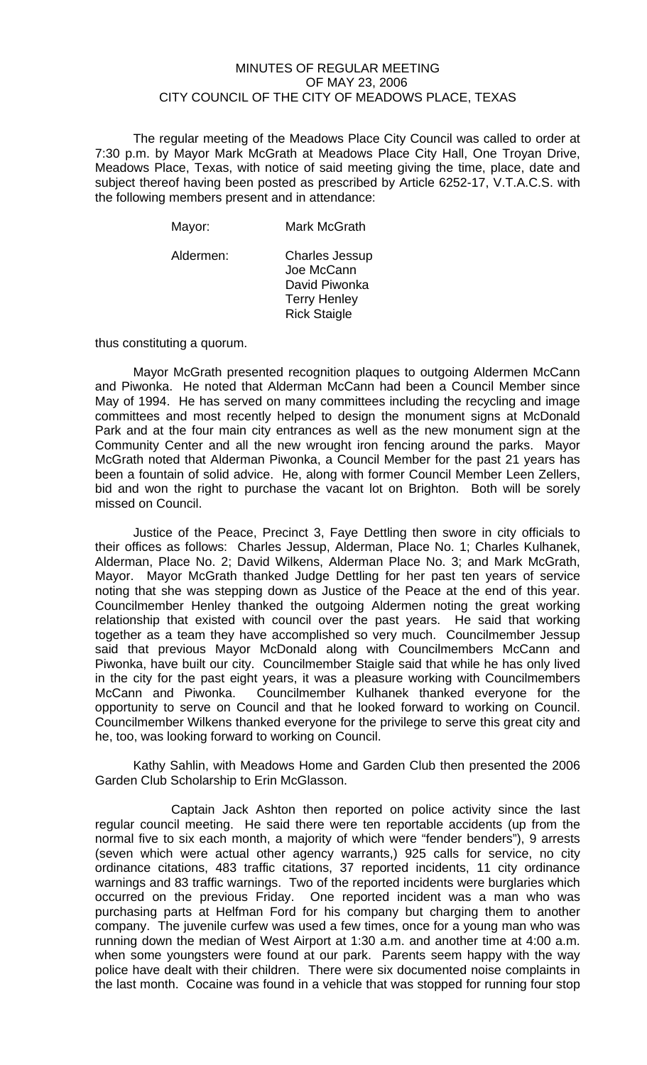# MINUTES OF REGULAR MEETING
## OF MAY 23, 2006
## CITY COUNCIL OF THE CITY OF MEADOWS PLACE, TEXAS

The regular meeting of the Meadows Place City Council was called to order at 7:30 p.m. by Mayor Mark McGrath at Meadows Place City Hall, One Troyan Drive, Meadows Place, Texas, with notice of said meeting giving the time, place, date and subject thereof having been posted as prescribed by Article 6252-17, V.T.A.C.S. with the following members present and in attendance:

| | |
|---|---|
| Mayor: | Mark McGrath |
| Aldermen: | Charles Jessup<br>Joe McCann<br>David Piwonka<br>Terry Henley<br>Rick Staigle |

thus constituting a quorum.

Mayor McGrath presented recognition plaques to outgoing Aldermen McCann and Piwonka. He noted that Alderman McCann had been a Council Member since May of 1994. He has served on many committees including the recycling and image committees and most recently helped to design the monument signs at McDonald Park and at the four main city entrances as well as the new monument sign at the Community Center and all the new wrought iron fencing around the parks. Mayor McGrath noted that Alderman Piwonka, a Council Member for the past 21 years has been a fountain of solid advice. He, along with former Council Member Leen Zellers, bid and won the right to purchase the vacant lot on Brighton. Both will be sorely missed on Council.

Justice of the Peace, Precinct 3, Faye Dettling then swore in city officials to their offices as follows: Charles Jessup, Alderman, Place No. 1; Charles Kulhanek, Alderman, Place No. 2; David Wilkens, Alderman Place No. 3; and Mark McGrath, Mayor. Mayor McGrath thanked Judge Dettling for her past ten years of service noting that she was stepping down as Justice of the Peace at the end of this year. Councilmember Henley thanked the outgoing Aldermen noting the great working relationship that existed with council over the past years. He said that working together as a team they have accomplished so very much. Councilmember Jessup said that previous Mayor McDonald along with Councilmembers McCann and Piwonka, have built our city. Councilmember Staigle said that while he has only lived in the city for the past eight years, it was a pleasure working with Councilmembers McCann and Piwonka. Councilmember Kulhanek thanked everyone for the opportunity to serve on Council and that he looked forward to working on Council. Councilmember Wilkens thanked everyone for the privilege to serve this great city and he, too, was looking forward to working on Council.

Kathy Sahlin, with Meadows Home and Garden Club then presented the 2006 Garden Club Scholarship to Erin McGlasson.

Captain Jack Ashton then reported on police activity since the last regular council meeting. He said there were ten reportable accidents (up from the normal five to six each month, a majority of which were "fender benders"), 9 arrests (seven which were actual other agency warrants,) 925 calls for service, no city ordinance citations, 483 traffic citations, 37 reported incidents, 11 city ordinance warnings and 83 traffic warnings. Two of the reported incidents were burglaries which occurred on the previous Friday. One reported incident was a man who was purchasing parts at Helfman Ford for his company but charging them to another company. The juvenile curfew was used a few times, once for a young man who was running down the median of West Airport at 1:30 a.m. and another time at 4:00 a.m. when some youngsters were found at our park. Parents seem happy with the way police have dealt with their children. There were six documented noise complaints in the last month. Cocaine was found in a vehicle that was stopped for running four stop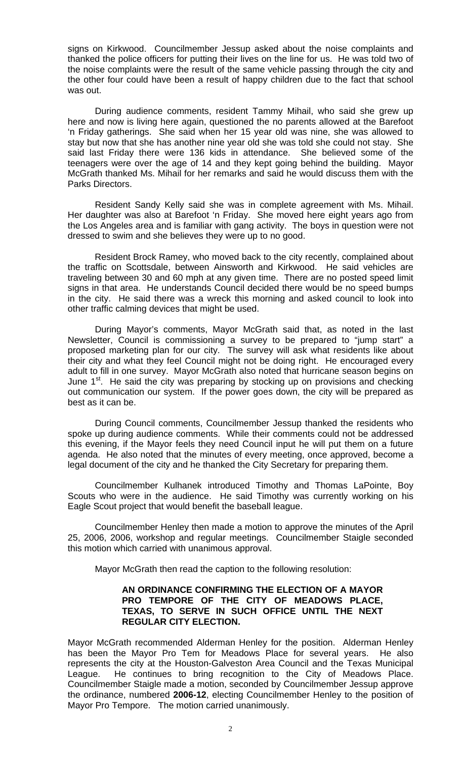signs on Kirkwood. Councilmember Jessup asked about the noise complaints and thanked the police officers for putting their lives on the line for us. He was told two of the noise complaints were the result of the same vehicle passing through the city and the other four could have been a result of happy children due to the fact that school was out.

During audience comments, resident Tammy Mihail, who said she grew up here and now is living here again, questioned the no parents allowed at the Barefoot 'n Friday gatherings. She said when her 15 year old was nine, she was allowed to stay but now that she has another nine year old she was told she could not stay. She said last Friday there were 136 kids in attendance. She believed some of the teenagers were over the age of 14 and they kept going behind the building. Mayor McGrath thanked Ms. Mihail for her remarks and said he would discuss them with the Parks Directors.

Resident Sandy Kelly said she was in complete agreement with Ms. Mihail. Her daughter was also at Barefoot 'n Friday. She moved here eight years ago from the Los Angeles area and is familiar with gang activity. The boys in question were not dressed to swim and she believes they were up to no good.

Resident Brock Ramey, who moved back to the city recently, complained about the traffic on Scottsdale, between Ainsworth and Kirkwood. He said vehicles are traveling between 30 and 60 mph at any given time. There are no posted speed limit signs in that area. He understands Council decided there would be no speed bumps in the city. He said there was a wreck this morning and asked council to look into other traffic calming devices that might be used.

During Mayor's comments, Mayor McGrath said that, as noted in the last Newsletter, Council is commissioning a survey to be prepared to "jump start" a proposed marketing plan for our city. The survey will ask what residents like about their city and what they feel Council might not be doing right. He encouraged every adult to fill in one survey. Mayor McGrath also noted that hurricane season begins on June 1st. He said the city was preparing by stocking up on provisions and checking out communication our system. If the power goes down, the city will be prepared as best as it can be.

During Council comments, Councilmember Jessup thanked the residents who spoke up during audience comments. While their comments could not be addressed this evening, if the Mayor feels they need Council input he will put them on a future agenda. He also noted that the minutes of every meeting, once approved, become a legal document of the city and he thanked the City Secretary for preparing them.

Councilmember Kulhanek introduced Timothy and Thomas LaPointe, Boy Scouts who were in the audience. He said Timothy was currently working on his Eagle Scout project that would benefit the baseball league.

Councilmember Henley then made a motion to approve the minutes of the April 25, 2006, 2006, workshop and regular meetings. Councilmember Staigle seconded this motion which carried with unanimous approval.

Mayor McGrath then read the caption to the following resolution:

> **AN ORDINANCE CONFIRMING THE ELECTION OF A MAYOR PRO TEMPORE OF THE CITY OF MEADOWS PLACE, TEXAS, TO SERVE IN SUCH OFFICE UNTIL THE NEXT REGULAR CITY ELECTION.**

Mayor McGrath recommended Alderman Henley for the position. Alderman Henley has been the Mayor Pro Tem for Meadows Place for several years. He also represents the city at the Houston-Galveston Area Council and the Texas Municipal League. He continues to bring recognition to the City of Meadows Place. Councilmember Staigle made a motion, seconded by Councilmember Jessup approve the ordinance, numbered **2006-12**, electing Councilmember Henley to the position of Mayor Pro Tempore. The motion carried unanimously.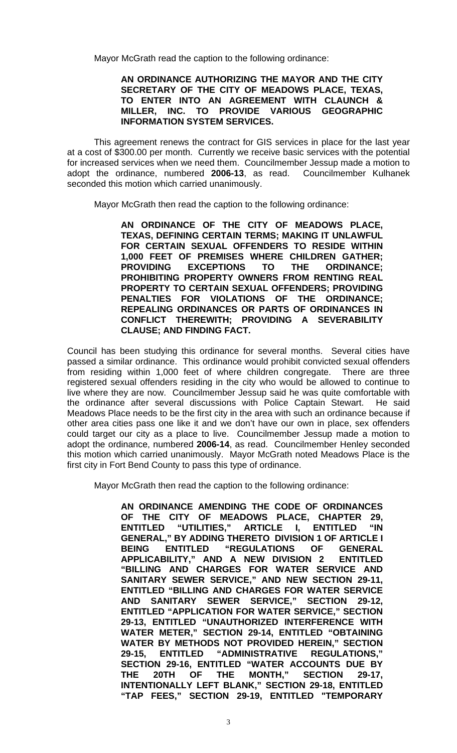Mayor McGrath read the caption to the following ordinance:

> **AN ORDINANCE AUTHORIZING THE MAYOR AND THE CITY SECRETARY OF THE CITY OF MEADOWS PLACE, TEXAS, TO ENTER INTO AN AGREEMENT WITH CLAUNCH & MILLER, INC. TO PROVIDE VARIOUS GEOGRAPHIC INFORMATION SYSTEM SERVICES.**

This agreement renews the contract for GIS services in place for the last year at a cost of $300.00 per month. Currently we receive basic services with the potential for increased services when we need them. Councilmember Jessup made a motion to adopt the ordinance, numbered **2006-13**, as read. Councilmember Kulhanek seconded this motion which carried unanimously.

Mayor McGrath then read the caption to the following ordinance:

> **AN ORDINANCE OF THE CITY OF MEADOWS PLACE, TEXAS, DEFINING CERTAIN TERMS; MAKING IT UNLAWFUL FOR CERTAIN SEXUAL OFFENDERS TO RESIDE WITHIN 1,000 FEET OF PREMISES WHERE CHILDREN GATHER; PROVIDING EXCEPTIONS TO THE ORDINANCE; PROHIBITING PROPERTY OWNERS FROM RENTING REAL PROPERTY TO CERTAIN SEXUAL OFFENDERS; PROVIDING PENALTIES FOR VIOLATIONS OF THE ORDINANCE; REPEALING ORDINANCES OR PARTS OF ORDINANCES IN CONFLICT THEREWITH; PROVIDING A SEVERABILITY CLAUSE; AND FINDING FACT.**

Council has been studying this ordinance for several months. Several cities have passed a similar ordinance. This ordinance would prohibit convicted sexual offenders from residing within 1,000 feet of where children congregate. There are three registered sexual offenders residing in the city who would be allowed to continue to live where they are now. Councilmember Jessup said he was quite comfortable with the ordinance after several discussions with Police Captain Stewart. He said Meadows Place needs to be the first city in the area with such an ordinance because if other area cities pass one like it and we don't have our own in place, sex offenders could target our city as a place to live. Councilmember Jessup made a motion to adopt the ordinance, numbered **2006-14**, as read. Councilmember Henley seconded this motion which carried unanimously. Mayor McGrath noted Meadows Place is the first city in Fort Bend County to pass this type of ordinance.

Mayor McGrath then read the caption to the following ordinance:

> **AN ORDINANCE AMENDING THE CODE OF ORDINANCES OF THE CITY OF MEADOWS PLACE, CHAPTER 29, ENTITLED "UTILITIES," ARTICLE I, ENTITLED "IN GENERAL," BY ADDING THERETO DIVISION 1 OF ARTICLE I BEING ENTITLED "REGULATIONS OF GENERAL APPLICABILITY," AND A NEW DIVISION 2 ENTITLED "BILLING AND CHARGES FOR WATER SERVICE AND SANITARY SEWER SERVICE," AND NEW SECTION 29-11, ENTITLED "BILLING AND CHARGES FOR WATER SERVICE AND SANITARY SEWER SERVICE," SECTION 29-12, ENTITLED "APPLICATION FOR WATER SERVICE," SECTION 29-13, ENTITLED "UNAUTHORIZED INTERFERENCE WITH WATER METER," SECTION 29-14, ENTITLED "OBTAINING WATER BY METHODS NOT PROVIDED HEREIN," SECTION 29-15, ENTITLED "ADMINISTRATIVE REGULATIONS," SECTION 29-16, ENTITLED "WATER ACCOUNTS DUE BY THE 20TH OF THE MONTH," SECTION 29-17, INTENTIONALLY LEFT BLANK," SECTION 29-18, ENTITLED "TAP FEES," SECTION 29-19, ENTITLED "TEMPORARY**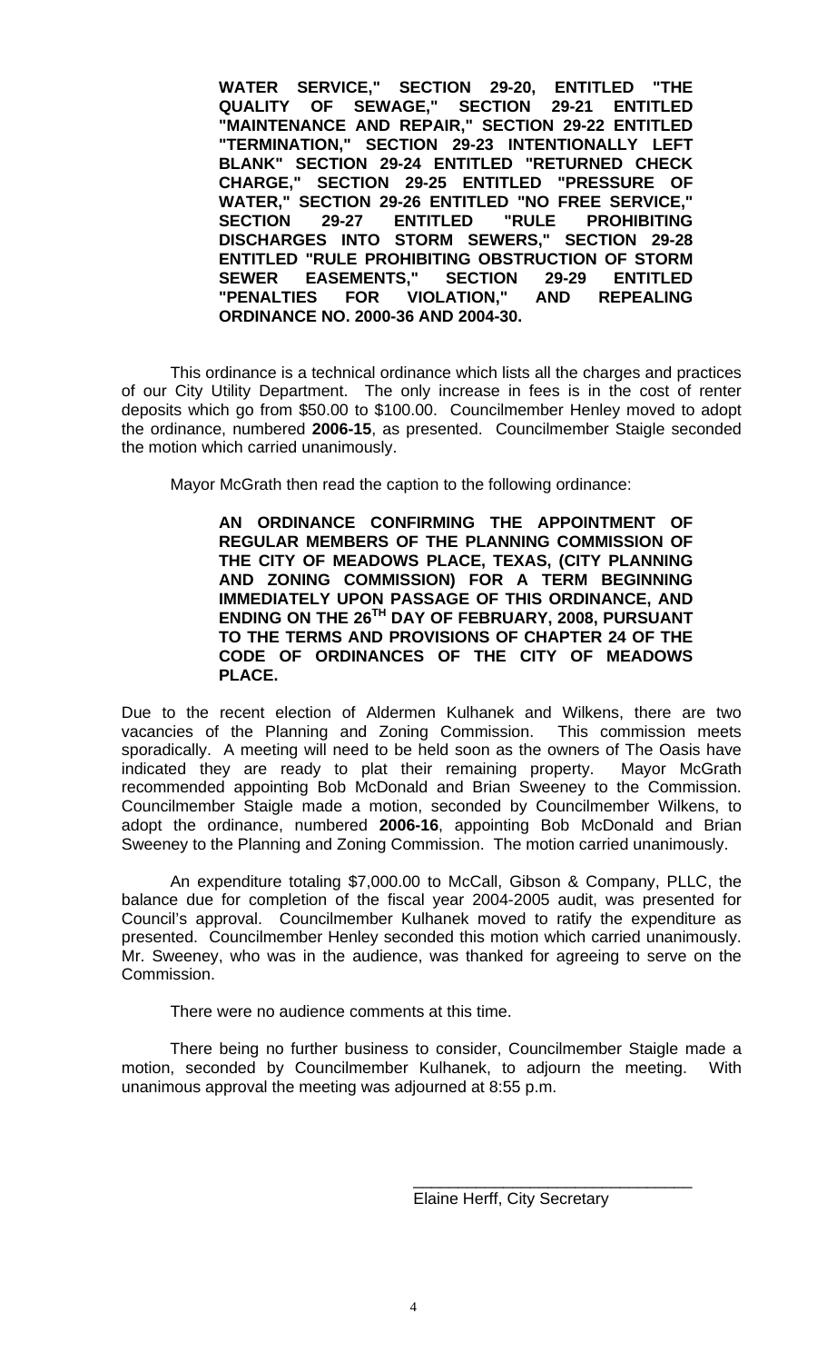**WATER SERVICE," SECTION 29-20, ENTITLED "THE QUALITY OF SEWAGE," SECTION 29-21 ENTITLED "MAINTENANCE AND REPAIR," SECTION 29-22 ENTITLED "TERMINATION," SECTION 29-23 INTENTIONALLY LEFT BLANK" SECTION 29-24 ENTITLED "RETURNED CHECK CHARGE," SECTION 29-25 ENTITLED "PRESSURE OF WATER," SECTION 29-26 ENTITLED "NO FREE SERVICE," SECTION 29-27 ENTITLED "RULE PROHIBITING DISCHARGES INTO STORM SEWERS," SECTION 29-28 ENTITLED "RULE PROHIBITING OBSTRUCTION OF STORM SEWER EASEMENTS," SECTION 29-29 ENTITLED "PENALTIES FOR VIOLATION," AND REPEALING ORDINANCE NO. 2000-36 AND 2004-30.**

This ordinance is a technical ordinance which lists all the charges and practices of our City Utility Department. The only increase in fees is in the cost of renter deposits which go from $50.00 to $100.00. Councilmember Henley moved to adopt the ordinance, numbered **2006-15**, as presented. Councilmember Staigle seconded the motion which carried unanimously.

Mayor McGrath then read the caption to the following ordinance:

**AN ORDINANCE CONFIRMING THE APPOINTMENT OF REGULAR MEMBERS OF THE PLANNING COMMISSION OF THE CITY OF MEADOWS PLACE, TEXAS, (CITY PLANNING AND ZONING COMMISSION) FOR A TERM BEGINNING IMMEDIATELY UPON PASSAGE OF THIS ORDINANCE, AND ENDING ON THE 26TH DAY OF FEBRUARY, 2008, PURSUANT TO THE TERMS AND PROVISIONS OF CHAPTER 24 OF THE CODE OF ORDINANCES OF THE CITY OF MEADOWS PLACE.**

Due to the recent election of Aldermen Kulhanek and Wilkens, there are two vacancies of the Planning and Zoning Commission. This commission meets sporadically. A meeting will need to be held soon as the owners of The Oasis have indicated they are ready to plat their remaining property. Mayor McGrath recommended appointing Bob McDonald and Brian Sweeney to the Commission. Councilmember Staigle made a motion, seconded by Councilmember Wilkens, to adopt the ordinance, numbered **2006-16**, appointing Bob McDonald and Brian Sweeney to the Planning and Zoning Commission. The motion carried unanimously.

An expenditure totaling $7,000.00 to McCall, Gibson & Company, PLLC, the balance due for completion of the fiscal year 2004-2005 audit, was presented for Council's approval. Councilmember Kulhanek moved to ratify the expenditure as presented. Councilmember Henley seconded this motion which carried unanimously. Mr. Sweeney, who was in the audience, was thanked for agreeing to serve on the Commission.

There were no audience comments at this time.

There being no further business to consider, Councilmember Staigle made a motion, seconded by Councilmember Kulhanek, to adjourn the meeting. With unanimous approval the meeting was adjourned at 8:55 p.m.

\_\_\_\_\_\_\_\_\_\_\_\_\_\_\_\_\_\_\_\_\_\_\_\_\_\_\_\_\_\_\_\_

Elaine Herff, City Secretary